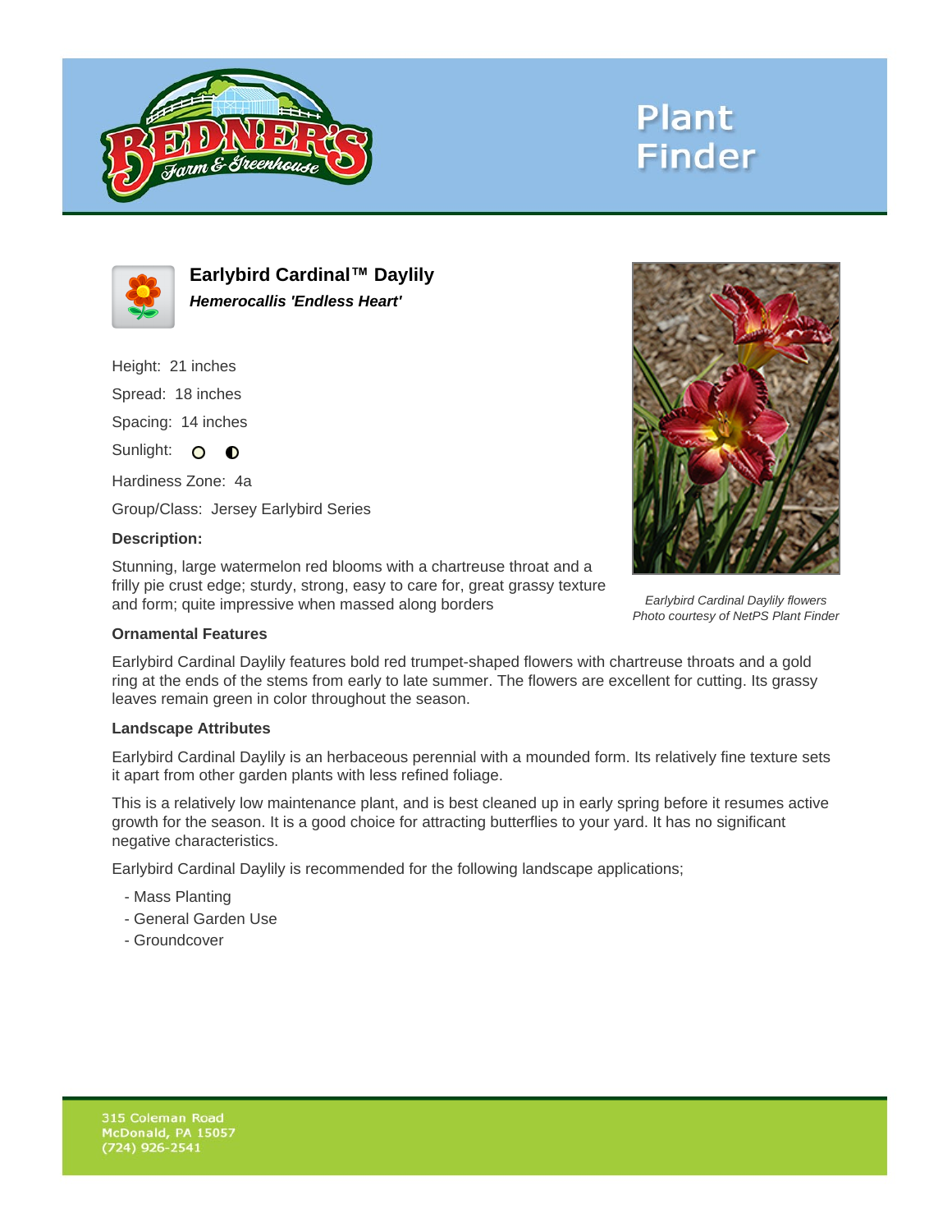Plant Finder

## Earlybird Cardinal™ Daylily

***Hemerocallis 'Endless Heart'***

Height: 21 inches

Spread: 18 inches

Spacing: 14 inches

Sunlight:

Hardiness Zone: 4a

Group/Class: Jersey Earlybird Series

**Description:**

Stunning, large watermelon red blooms with a chartreuse throat and a frilly pie crust edge; sturdy, strong, easy to care for, great grassy texture and form; quite impressive when massed along borders

*Earlybird Cardinal Daylily flowers*
*Photo courtesy of NetPS Plant Finder*

**Ornamental Features**

Earlybird Cardinal Daylily features bold red trumpet-shaped flowers with chartreuse throats and a gold ring at the ends of the stems from early to late summer. The flowers are excellent for cutting. Its grassy leaves remain green in color throughout the season.

**Landscape Attributes**

Earlybird Cardinal Daylily is an herbaceous perennial with a mounded form. Its relatively fine texture sets it apart from other garden plants with less refined foliage.

This is a relatively low maintenance plant, and is best cleaned up in early spring before it resumes active growth for the season. It is a good choice for attracting butterflies to your yard. It has no significant negative characteristics.

Earlybird Cardinal Daylily is recommended for the following landscape applications;

- Mass Planting
- General Garden Use
- Groundcover

315 Coleman Road
McDonald, PA 15057
(724) 926-2541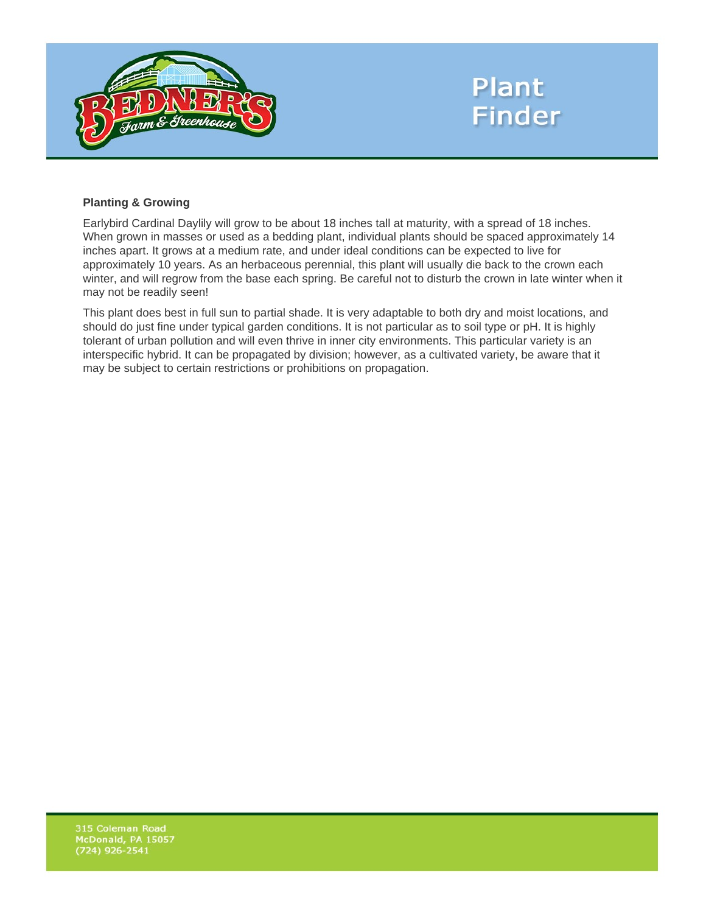**Planting & Growing**

Earlybird Cardinal Daylily will grow to be about 18 inches tall at maturity, with a spread of 18 inches. When grown in masses or used as a bedding plant, individual plants should be spaced approximately 14 inches apart. It grows at a medium rate, and under ideal conditions can be expected to live for approximately 10 years. As an herbaceous perennial, this plant will usually die back to the crown each winter, and will regrow from the base each spring. Be careful not to disturb the crown in late winter when it may not be readily seen!

This plant does best in full sun to partial shade. It is very adaptable to both dry and moist locations, and should do just fine under typical garden conditions. It is not particular as to soil type or pH. It is highly tolerant of urban pollution and will even thrive in inner city environments. This particular variety is an interspecific hybrid. It can be propagated by division; however, as a cultivated variety, be aware that it may be subject to certain restrictions or prohibitions on propagation.